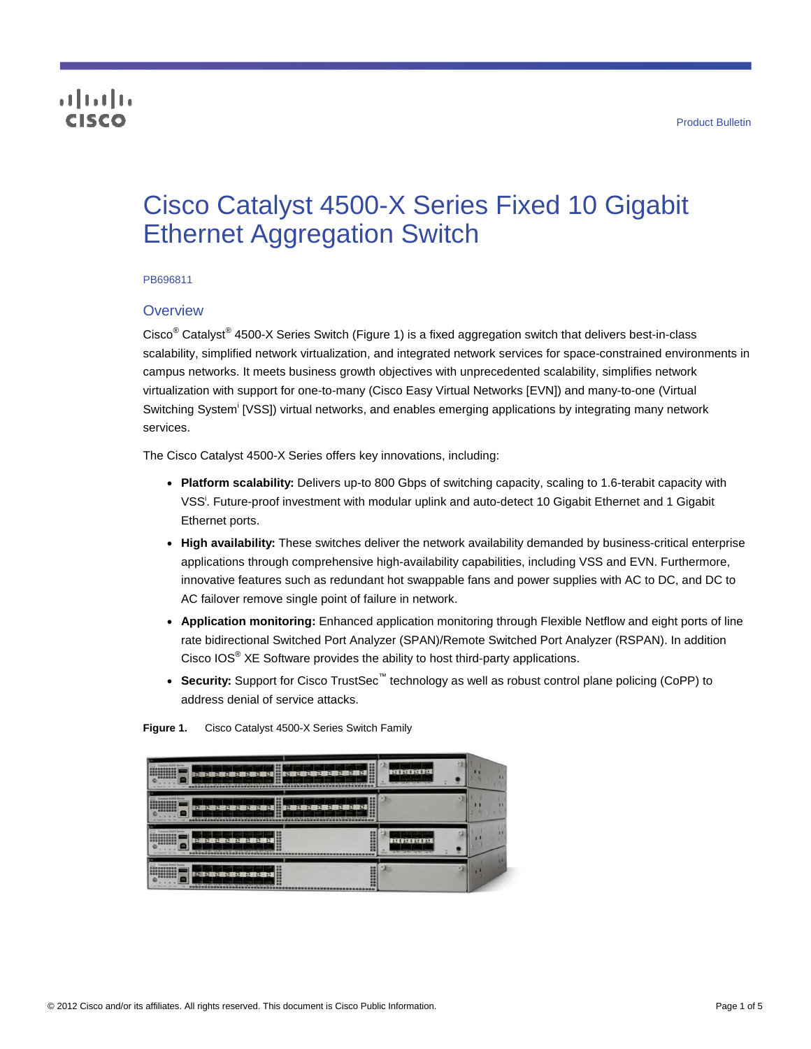Product Bulletin

# Cisco Catalyst 4500-X Series Fixed 10 Gigabit Ethernet Aggregation Switch

PB696811

## Overview

Cisco® Catalyst® 4500-X Series Switch (Figure 1) is a fixed aggregation switch that delivers best-in-class scalability, simplified network virtualization, and integrated network services for space-constrained environments in campus networks. It meets business growth objectives with unprecedented scalability, simplifies network virtualization with support for one-to-many (Cisco Easy Virtual Networks [EVN]) and many-to-one (Virtual Switching System[i] [VSS]) virtual networks, and enables emerging applications by integrating many network services.

The Cisco Catalyst 4500-X Series offers key innovations, including:

- **Platform scalability:** Delivers up-to 800 Gbps of switching capacity, scaling to 1.6-terabit capacity with VSS[i]. Future-proof investment with modular uplink and auto-detect 10 Gigabit Ethernet and 1 Gigabit Ethernet ports.
- **High availability:** These switches deliver the network availability demanded by business-critical enterprise applications through comprehensive high-availability capabilities, including VSS and EVN. Furthermore, innovative features such as redundant hot swappable fans and power supplies with AC to DC, and DC to AC failover remove single point of failure in network.
- **Application monitoring:** Enhanced application monitoring through Flexible Netflow and eight ports of line rate bidirectional Switched Port Analyzer (SPAN)/Remote Switched Port Analyzer (RSPAN). In addition Cisco IOS® XE Software provides the ability to host third-party applications.
- **Security:** Support for Cisco TrustSec™ technology as well as robust control plane policing (CoPP) to address denial of service attacks.

**Figure 1.** Cisco Catalyst 4500-X Series Switch Family

© 2012 Cisco and/or its affiliates. All rights reserved. This document is Cisco Public Information.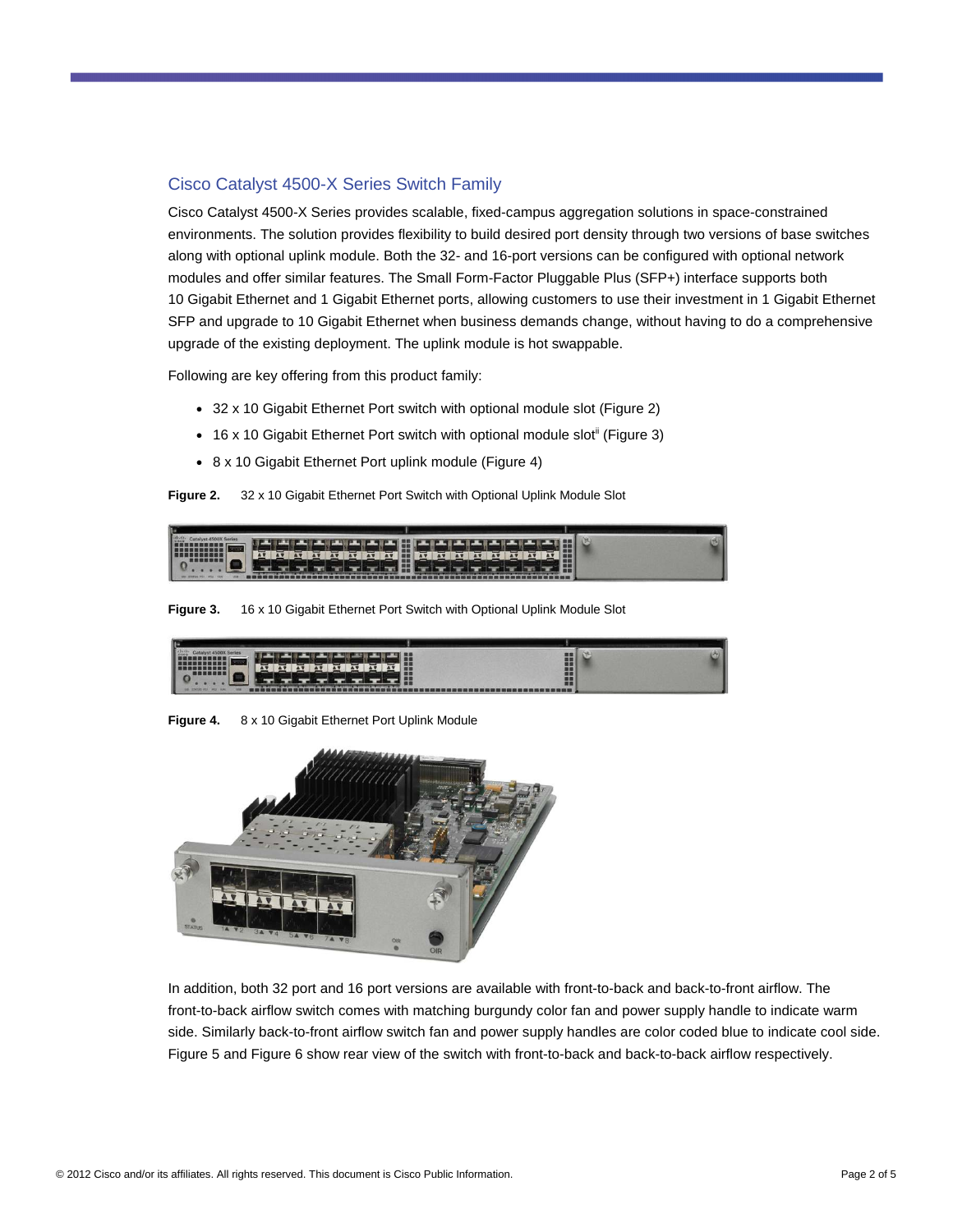## Cisco Catalyst 4500-X Series Switch Family

Cisco Catalyst 4500-X Series provides scalable, fixed-campus aggregation solutions in space-constrained environments. The solution provides flexibility to build desired port density through two versions of base switches along with optional uplink module. Both the 32- and 16-port versions can be configured with optional network modules and offer similar features. The Small Form-Factor Pluggable Plus (SFP+) interface supports both 10 Gigabit Ethernet and 1 Gigabit Ethernet ports, allowing customers to use their investment in 1 Gigabit Ethernet SFP and upgrade to 10 Gigabit Ethernet when business demands change, without having to do a comprehensive upgrade of the existing deployment. The uplink module is hot swappable.

Following are key offering from this product family:

- 32 x 10 Gigabit Ethernet Port switch with optional module slot (Figure 2)
- 16 x 10 Gigabit Ethernet Port switch with optional module slot[ii] (Figure 3)
- 8 x 10 Gigabit Ethernet Port uplink module (Figure 4)

**Figure 2.** 32 x 10 Gigabit Ethernet Port Switch with Optional Uplink Module Slot

**Figure 3.** 16 x 10 Gigabit Ethernet Port Switch with Optional Uplink Module Slot

**Figure 4.** 8 x 10 Gigabit Ethernet Port Uplink Module

In addition, both 32 port and 16 port versions are available with front-to-back and back-to-front airflow. The front-to-back airflow switch comes with matching burgundy color fan and power supply handle to indicate warm side. Similarly back-to-front airflow switch fan and power supply handles are color coded blue to indicate cool side. Figure 5 and Figure 6 show rear view of the switch with front-to-back and back-to-back airflow respectively.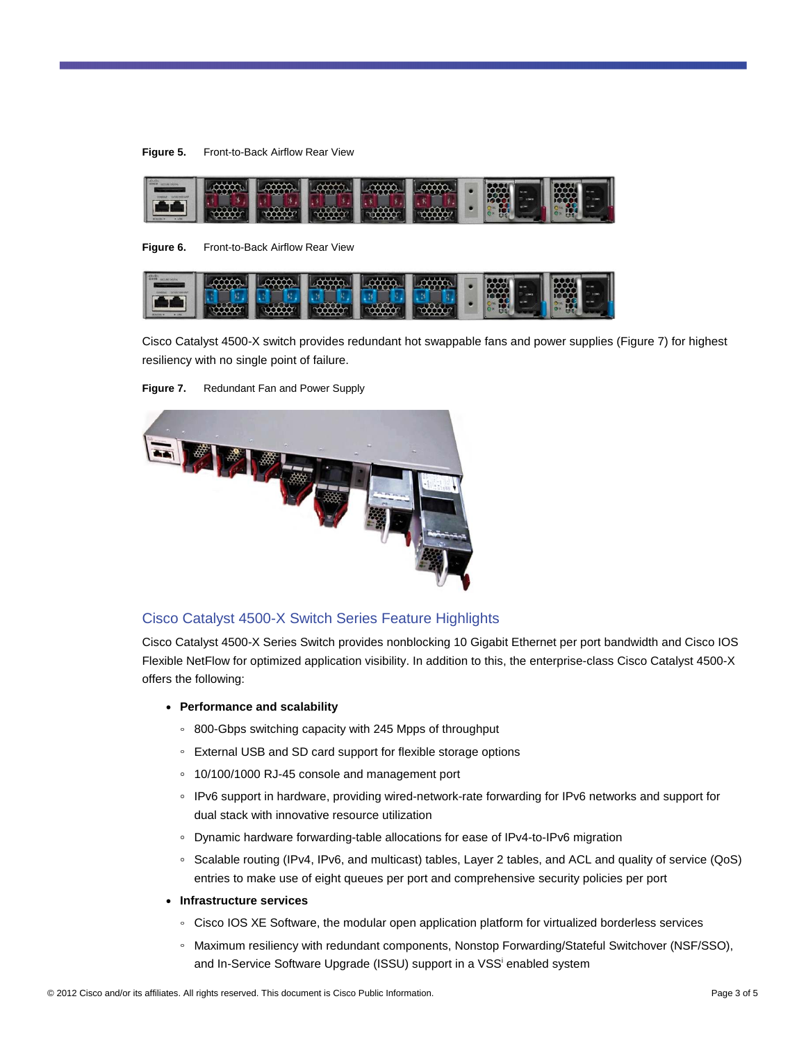**Figure 5.** Front-to-Back Airflow Rear View

**Figure 6.** Front-to-Back Airflow Rear View

Cisco Catalyst 4500-X switch provides redundant hot swappable fans and power supplies (Figure 7) for highest resiliency with no single point of failure.

**Figure 7.** Redundant Fan and Power Supply

## Cisco Catalyst 4500-X Switch Series Feature Highlights

Cisco Catalyst 4500-X Series Switch provides nonblocking 10 Gigabit Ethernet per port bandwidth and Cisco IOS Flexible NetFlow for optimized application visibility. In addition to this, the enterprise-class Cisco Catalyst 4500-X offers the following:

- **Performance and scalability**
  - 800-Gbps switching capacity with 245 Mpps of throughput
  - External USB and SD card support for flexible storage options
  - 10/100/1000 RJ-45 console and management port
  - IPv6 support in hardware, providing wired-network-rate forwarding for IPv6 networks and support for dual stack with innovative resource utilization
  - Dynamic hardware forwarding-table allocations for ease of IPv4-to-IPv6 migration
  - Scalable routing (IPv4, IPv6, and multicast) tables, Layer 2 tables, and ACL and quality of service (QoS) entries to make use of eight queues per port and comprehensive security policies per port
- **Infrastructure services**
  - Cisco IOS XE Software, the modular open application platform for virtualized borderless services
  - Maximum resiliency with redundant components, Nonstop Forwarding/Stateful Switchover (NSF/SSO), and In-Service Software Upgrade (ISSU) support in a VSS[i] enabled system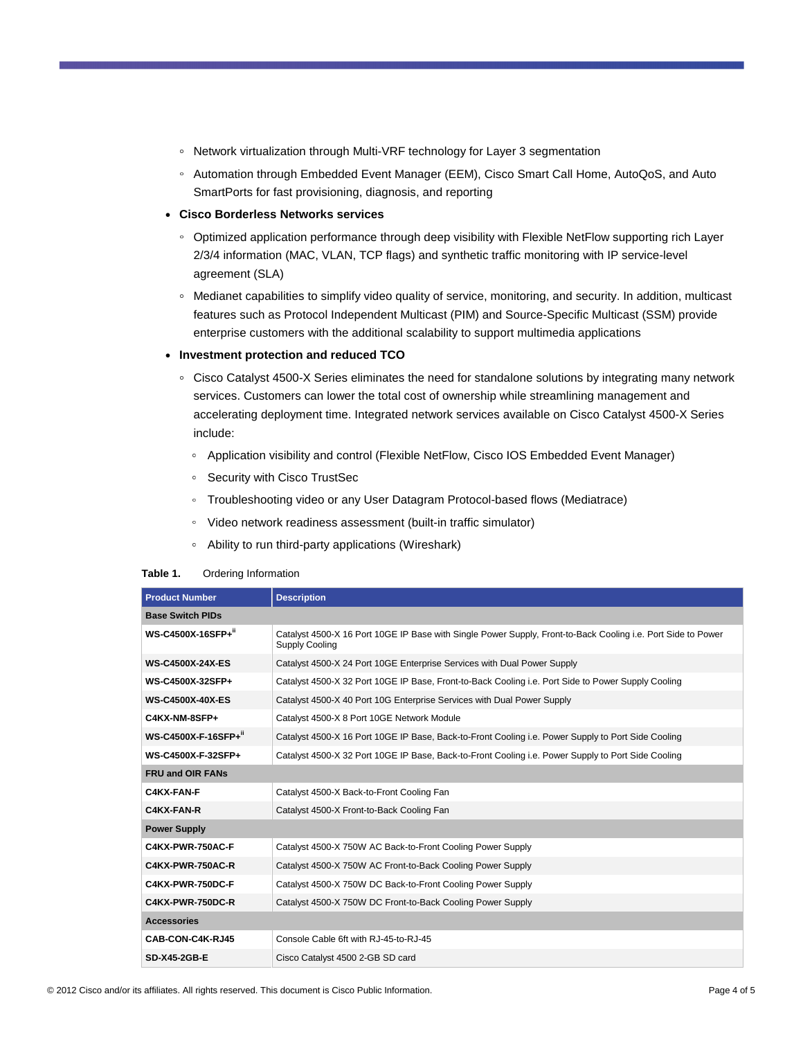- Network virtualization through Multi-VRF technology for Layer 3 segmentation
- Automation through Embedded Event Manager (EEM), Cisco Smart Call Home, AutoQoS, and Auto SmartPorts for fast provisioning, diagnosis, and reporting

- **Cisco Borderless Networks services**
  - Optimized application performance through deep visibility with Flexible NetFlow supporting rich Layer 2/3/4 information (MAC, VLAN, TCP flags) and synthetic traffic monitoring with IP service-level agreement (SLA)
  - Medianet capabilities to simplify video quality of service, monitoring, and security. In addition, multicast features such as Protocol Independent Multicast (PIM) and Source-Specific Multicast (SSM) provide enterprise customers with the additional scalability to support multimedia applications

- **Investment protection and reduced TCO**
  - Cisco Catalyst 4500-X Series eliminates the need for standalone solutions by integrating many network services. Customers can lower the total cost of ownership while streamlining management and accelerating deployment time. Integrated network services available on Cisco Catalyst 4500-X Series include:
    - Application visibility and control (Flexible NetFlow, Cisco IOS Embedded Event Manager)
    - Security with Cisco TrustSec
    - Troubleshooting video or any User Datagram Protocol-based flows (Mediatrace)
    - Video network readiness assessment (built-in traffic simulator)
    - Ability to run third-party applications (Wireshark)

**Table 1.** Ordering Information

| Product Number | Description |
|---|---|
| **Base Switch PIDs** | |
| **WS-C4500X-16SFP+**[ii] | Catalyst 4500-X 16 Port 10GE IP Base with Single Power Supply, Front-to-Back Cooling i.e. Port Side to Power Supply Cooling |
| **WS-C4500X-24X-ES** | Catalyst 4500-X 24 Port 10GE Enterprise Services with Dual Power Supply |
| **WS-C4500X-32SFP+** | Catalyst 4500-X 32 Port 10GE IP Base, Front-to-Back Cooling i.e. Port Side to Power Supply Cooling |
| **WS-C4500X-40X-ES** | Catalyst 4500-X 40 Port 10G Enterprise Services with Dual Power Supply |
| **C4KX-NM-8SFP+** | Catalyst 4500-X 8 Port 10GE Network Module |
| **WS-C4500X-F-16SFP+**[ii] | Catalyst 4500-X 16 Port 10GE IP Base, Back-to-Front Cooling i.e. Power Supply to Port Side Cooling |
| **WS-C4500X-F-32SFP+** | Catalyst 4500-X 32 Port 10GE IP Base, Back-to-Front Cooling i.e. Power Supply to Port Side Cooling |
| **FRU and OIR FANs** | |
| **C4KX-FAN-F** | Catalyst 4500-X Back-to-Front Cooling Fan |
| **C4KX-FAN-R** | Catalyst 4500-X Front-to-Back Cooling Fan |
| **Power Supply** | |
| **C4KX-PWR-750AC-F** | Catalyst 4500-X 750W AC Back-to-Front Cooling Power Supply |
| **C4KX-PWR-750AC-R** | Catalyst 4500-X 750W AC Front-to-Back Cooling Power Supply |
| **C4KX-PWR-750DC-F** | Catalyst 4500-X 750W DC Back-to-Front Cooling Power Supply |
| **C4KX-PWR-750DC-R** | Catalyst 4500-X 750W DC Front-to-Back Cooling Power Supply |
| **Accessories** | |
| **CAB-CON-C4K-RJ45** | Console Cable 6ft with RJ-45-to-RJ-45 |
| **SD-X45-2GB-E** | Cisco Catalyst 4500 2-GB SD card |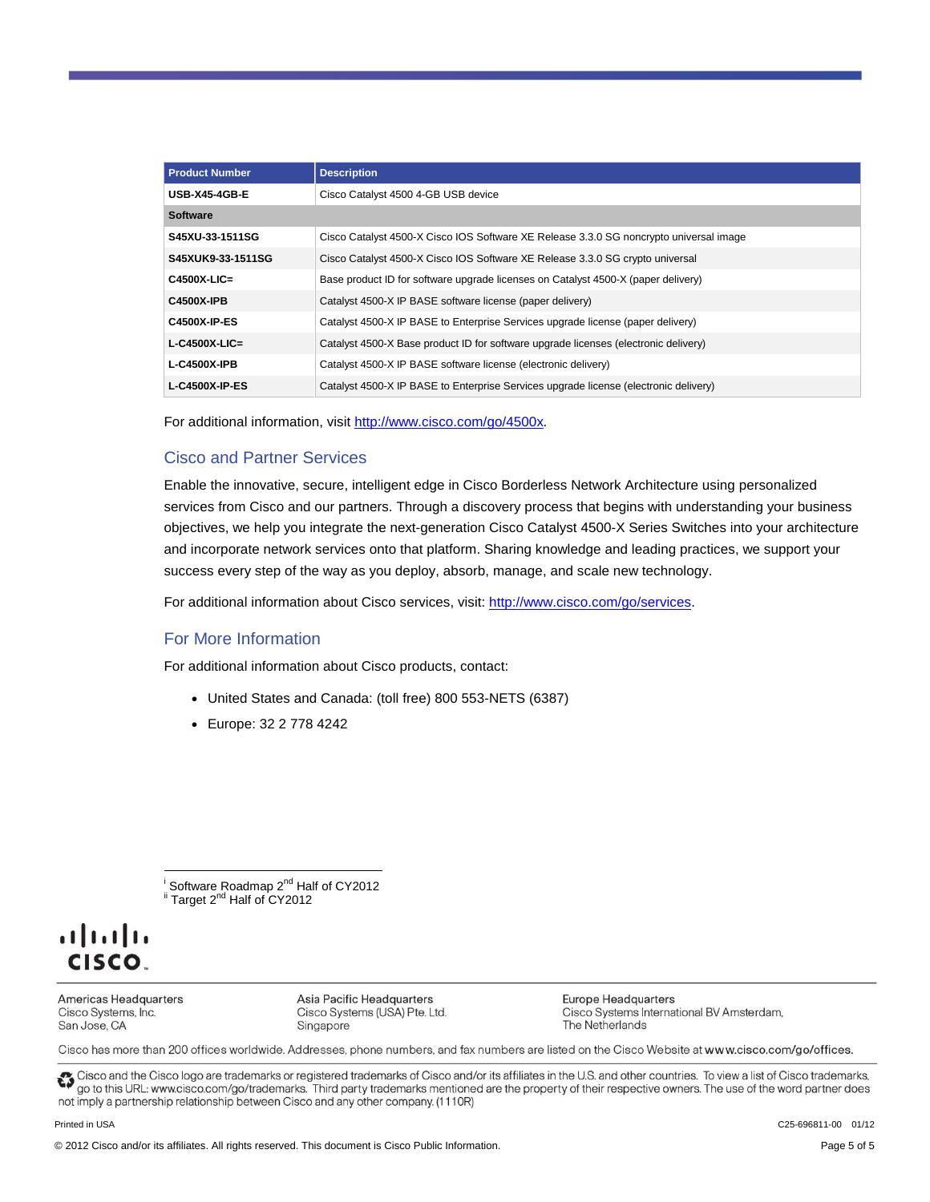| Product Number | Description |
|---|---|
| **USB-X45-4GB-E** | Cisco Catalyst 4500 4-GB USB device |
| **Software** | |
| **S45XU-33-1511SG** | Cisco Catalyst 4500-X Cisco IOS Software XE Release 3.3.0 SG noncrypto universal image |
| **S45XUK9-33-1511SG** | Cisco Catalyst 4500-X Cisco IOS Software XE Release 3.3.0 SG crypto universal |
| **C4500X-LIC=** | Base product ID for software upgrade licenses on Catalyst 4500-X (paper delivery) |
| **C4500X-IPB** | Catalyst 4500-X IP BASE software license (paper delivery) |
| **C4500X-IP-ES** | Catalyst 4500-X IP BASE to Enterprise Services upgrade license (paper delivery) |
| **L-C4500X-LIC=** | Catalyst 4500-X Base product ID for software upgrade licenses (electronic delivery) |
| **L-C4500X-IPB** | Catalyst 4500-X IP BASE software license (electronic delivery) |
| **L-C4500X-IP-ES** | Catalyst 4500-X IP BASE to Enterprise Services upgrade license (electronic delivery) |

For additional information, visit http://www.cisco.com/go/4500x.

## Cisco and Partner Services

Enable the innovative, secure, intelligent edge in Cisco Borderless Network Architecture using personalized services from Cisco and our partners. Through a discovery process that begins with understanding your business objectives, we help you integrate the next-generation Cisco Catalyst 4500-X Series Switches into your architecture and incorporate network services onto that platform. Sharing knowledge and leading practices, we support your success every step of the way as you deploy, absorb, manage, and scale new technology.

For additional information about Cisco services, visit: http://www.cisco.com/go/services.

## For More Information

For additional information about Cisco products, contact:

- United States and Canada: (toll free) 800 553-NETS (6387)
- Europe: 32 2 778 4242

---

[i] Software Roadmap 2nd Half of CY2012
[ii] Target 2nd Half of CY2012

Americas Headquarters
Cisco Systems, Inc.
San Jose, CA

Asia Pacific Headquarters
Cisco Systems (USA) Pte. Ltd.
Singapore

Europe Headquarters
Cisco Systems International BV Amsterdam,
The Netherlands

Cisco has more than 200 offices worldwide. Addresses, phone numbers, and fax numbers are listed on the Cisco Website at www.cisco.com/go/offices.

Cisco and the Cisco logo are trademarks or registered trademarks of Cisco and/or its affiliates in the U.S. and other countries. To view a list of Cisco trademarks, go to this URL: www.cisco.com/go/trademarks. Third party trademarks mentioned are the property of their respective owners. The use of the word partner does not imply a partnership relationship between Cisco and any other company. (1110R)

Printed in USA

C25-696811-00 01/12

© 2012 Cisco and/or its affiliates. All rights reserved. This document is Cisco Public Information.